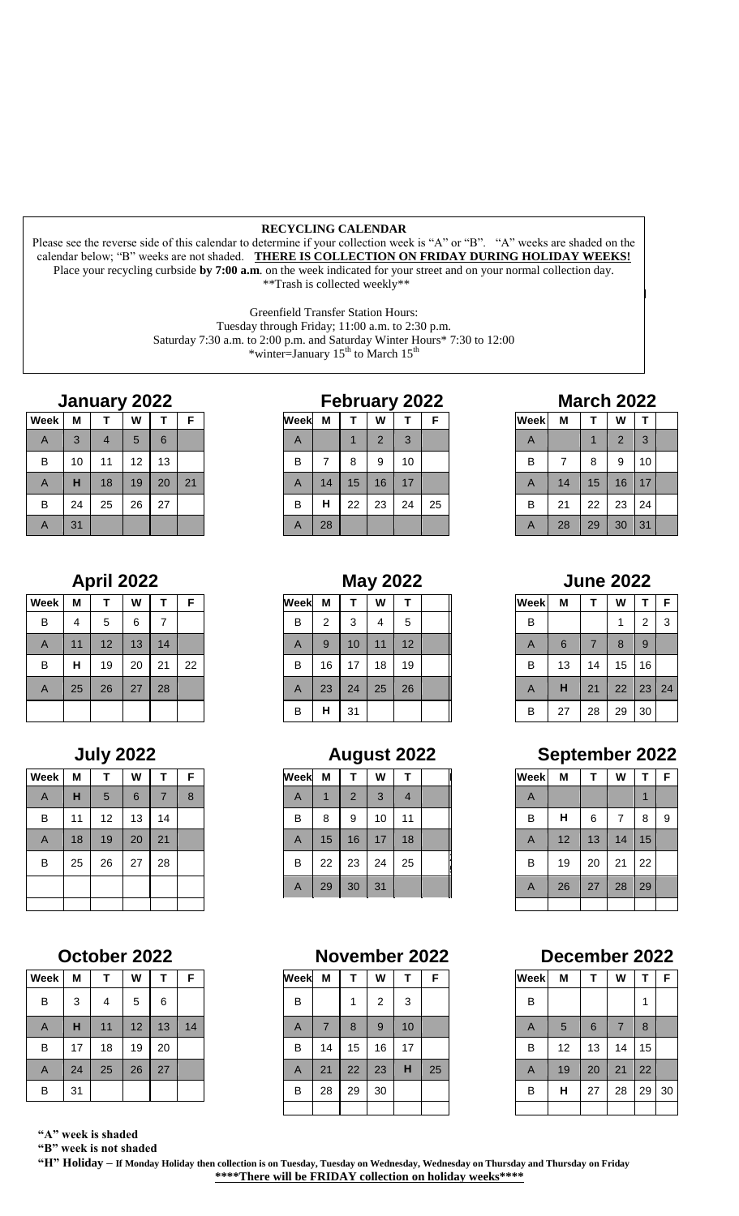**RECYCLING CALENDAR**

Please see the reverse side of this calendar to determine if your collection week is "A" or "B". "A" weeks are shaded on the calendar below; "B" weeks are not shaded. **THERE IS COLLECTION ON FRIDAY DURING HOLIDAY WEEKS!**
Place your recycling curbside **by 7:00 a.m**. on the week indicated for your street and on your normal collection day.
\*\*Trash is collected weekly\*\*

Greenfield Transfer Station Hours:
Tuesday through Friday; 11:00 a.m. to 2:30 p.m.
Saturday 7:30 a.m. to 2:00 p.m. and Saturday Winter Hours* 7:30 to 12:00
*winter=January 15th to March 15th

## January 2022

| Week | M | T | W | T | F |
|---|---|---|---|---|---|
| A | 3 | 4 | 5 | 6 | |
| B | 10 | 11 | 12 | 13 | |
| A | H | 18 | 19 | 20 | 21 |
| B | 24 | 25 | 26 | 27 | |
| A | 31 | | | | |

## February 2022

| Week | M | T | W | T | F |
|---|---|---|---|---|---|
| A | | 1 | 2 | 3 | |
| B | 7 | 8 | 9 | 10 | |
| A | 14 | 15 | 16 | 17 | |
| B | H | 22 | 23 | 24 | 25 |
| A | 28 | | | | |

## March 2022

| Week | M | T | W | T | |
|---|---|---|---|---|---|
| A | | 1 | 2 | 3 | |
| B | 7 | 8 | 9 | 10 | |
| A | 14 | 15 | 16 | 17 | |
| B | 21 | 22 | 23 | 24 | |
| A | 28 | 29 | 30 | 31 | |

## April 2022

| Week | M | T | W | T | F |
|---|---|---|---|---|---|
| B | 4 | 5 | 6 | 7 | |
| A | 11 | 12 | 13 | 14 | |
| B | H | 19 | 20 | 21 | 22 |
| A | 25 | 26 | 27 | 28 | |
| | | | | | |

## May 2022

| Week | M | T | W | T | |
|---|---|---|---|---|---|
| B | 2 | 3 | 4 | 5 | |
| A | 9 | 10 | 11 | 12 | |
| B | 16 | 17 | 18 | 19 | |
| A | 23 | 24 | 25 | 26 | |
| B | H | 31 | | | |

## June 2022

| Week | M | T | W | T | F |
|---|---|---|---|---|---|
| B | | | 1 | 2 | 3 |
| A | 6 | 7 | 8 | 9 | |
| B | 13 | 14 | 15 | 16 | |
| A | H | 21 | 22 | 23 | 24 |
| B | 27 | 28 | 29 | 30 | |

## July 2022

| Week | M | T | W | T | F |
|---|---|---|---|---|---|
| A | H | 5 | 6 | 7 | 8 |
| B | 11 | 12 | 13 | 14 | |
| A | 18 | 19 | 20 | 21 | |
| B | 25 | 26 | 27 | 28 | |
| | | | | | |
| | | | | | |

## August 2022

| Week | M | T | W | T | |
|---|---|---|---|---|---|
| A | 1 | 2 | 3 | 4 | |
| B | 8 | 9 | 10 | 11 | |
| A | 15 | 16 | 17 | 18 | |
| B | 22 | 23 | 24 | 25 | |
| A | 29 | 30 | 31 | | |

## September 2022

| Week | M | T | W | T | F |
|---|---|---|---|---|---|
| A | | | | 1 | |
| B | H | 6 | 7 | 8 | 9 |
| A | 12 | 13 | 14 | 15 | |
| B | 19 | 20 | 21 | 22 | |
| A | 26 | 27 | 28 | 29 | |
| | | | | | |

## October 2022

| Week | M | T | W | T | F |
|---|---|---|---|---|---|
| B | 3 | 4 | 5 | 6 | |
| A | H | 11 | 12 | 13 | 14 |
| B | 17 | 18 | 19 | 20 | |
| A | 24 | 25 | 26 | 27 | |
| B | 31 | | | | |

## November 2022

| Week | M | T | W | T | F |
|---|---|---|---|---|---|
| B | | 1 | 2 | 3 | |
| A | 7 | 8 | 9 | 10 | |
| B | 14 | 15 | 16 | 17 | |
| A | 21 | 22 | 23 | H | 25 |
| B | 28 | 29 | 30 | | |
| | | | | | |

## December 2022

| Week | M | T | W | T | F |
|---|---|---|---|---|---|
| B | | | | 1 | |
| A | 5 | 6 | 7 | 8 | |
| B | 12 | 13 | 14 | 15 | |
| A | 19 | 20 | 21 | 22 | |
| B | H | 27 | 28 | 29 | 30 |
| | | | | | |

**"A" week is shaded**
**"B" week is not shaded**
**"H" Holiday – If Monday Holiday then collection is on Tuesday, Tuesday on Wednesday, Wednesday on Thursday and Thursday on Friday**
**\*\*\*\*There will be FRIDAY collection on holiday weeks\*\*\*\***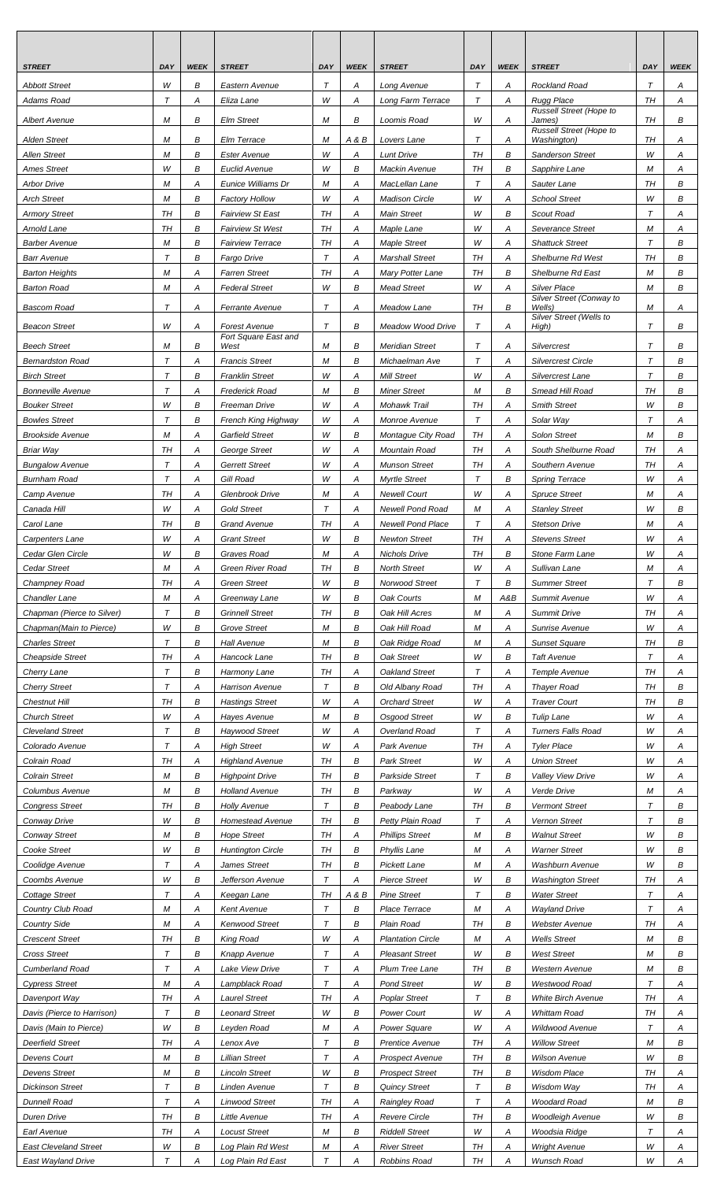| STREET | DAY | WEEK | STREET | DAY | WEEK | STREET | DAY | WEEK | STREET | DAY | WEEK |
|---|---|---|---|---|---|---|---|---|---|---|---|
| Abbott Street | W | B | Eastern Avenue | T | A | Long Avenue | T | A | Rockland Road | T | A |
| Adams Road | T | A | Eliza Lane | W | A | Long Farm Terrace | T | A | Rugg Place | TH | A |
| Albert Avenue | M | B | Elm Street | M | B | Loomis Road | W | A | Russell Street (Hope to James) | TH | B |
| Alden Street | M | B | Elm Terrace | M | A & B | Lovers Lane | T | A | Russell Street (Hope to Washington) | TH | A |
| Allen Street | M | B | Ester Avenue | W | A | Lunt Drive | TH | B | Sanderson Street | W | A |
| Ames Street | W | B | Euclid Avenue | W | B | Mackin Avenue | TH | B | Sapphire Lane | M | A |
| Arbor Drive | M | A | Eunice Williams Dr | M | A | MacLellan Lane | T | A | Sauter Lane | TH | B |
| Arch Street | M | B | Factory Hollow | W | A | Madison Circle | W | A | School Street | W | B |
| Armory Street | TH | B | Fairview St East | TH | A | Main Street | W | B | Scout Road | T | A |
| Arnold Lane | TH | B | Fairview St West | TH | A | Maple Lane | W | A | Severance Street | M | A |
| Barber Avenue | M | B | Fairview Terrace | TH | A | Maple Street | W | A | Shattuck Street | T | B |
| Barr Avenue | T | B | Fargo Drive | T | A | Marshall Street | TH | A | Shelburne Rd West | TH | B |
| Barton Heights | M | A | Farren Street | TH | A | Mary Potter Lane | TH | B | Shelburne Rd East | M | B |
| Barton Road | M | A | Federal Street | W | B | Mead Street | W | A | Silver Place | M | B |
| Bascom Road | T | A | Ferrante Avenue | T | A | Meadow Lane | TH | B | Silver Street (Conway to Wells) | M | A |
| Beacon Street | W | A | Forest Avenue | T | B | Meadow Wood Drive | T | A | Silver Street (Wells to High) | T | B |
| Beech Street | M | B | Fort Square East and West | M | B | Meridian Street | T | A | Silvercrest | T | B |
| Bernardston Road | T | A | Francis Street | M | B | Michaelman Ave | T | A | Silvercrest Circle | T | B |
| Birch Street | T | B | Franklin Street | W | A | Mill Street | W | A | Silvercrest Lane | T | B |
| Bonneville Avenue | T | A | Frederick Road | M | B | Miner Street | M | B | Smead Hill Road | TH | B |
| Bouker Street | W | B | Freeman Drive | W | A | Mohawk Trail | TH | A | Smith Street | W | B |
| Bowles Street | T | B | French King Highway | W | A | Monroe Avenue | T | A | Solar Way | T | A |
| Brookside Avenue | M | A | Garfield Street | W | B | Montague City Road | TH | A | Solon Street | M | B |
| Briar Way | TH | A | George Street | W | A | Mountain Road | TH | A | South Shelburne Road | TH | A |
| Bungalow Avenue | T | A | Gerrett Street | W | A | Munson Street | TH | A | Southern Avenue | TH | A |
| Burnham Road | T | A | Gill Road | W | A | Myrtle Street | T | B | Spring Terrace | W | A |
| Camp Avenue | TH | A | Glenbrook Drive | M | A | Newell Court | W | A | Spruce Street | M | A |
| Canada Hill | W | A | Gold Street | T | A | Newell Pond Road | M | A | Stanley Street | W | B |
| Carol Lane | TH | B | Grand Avenue | TH | A | Newell Pond Place | T | A | Stetson Drive | M | A |
| Carpenters Lane | W | A | Grant Street | W | B | Newton Street | TH | A | Stevens Street | W | A |
| Cedar Glen Circle | W | B | Graves Road | M | A | Nichols Drive | TH | B | Stone Farm Lane | W | A |
| Cedar Street | M | A | Green River Road | TH | B | North Street | W | A | Sullivan Lane | M | A |
| Champney Road | TH | A | Green Street | W | B | Norwood Street | T | B | Summer Street | T | B |
| Chandler Lane | M | A | Greenway Lane | W | B | Oak Courts | M | A&B | Summit Avenue | W | A |
| Chapman (Pierce to Silver) | T | B | Grinnell Street | TH | B | Oak Hill Acres | M | A | Summit Drive | TH | A |
| Chapman(Main to Pierce) | W | B | Grove Street | M | B | Oak Hill Road | M | A | Sunrise Avenue | W | A |
| Charles Street | T | B | Hall Avenue | M | B | Oak Ridge Road | M | A | Sunset Square | TH | B |
| Cheapside Street | TH | A | Hancock Lane | TH | B | Oak Street | W | B | Taft Avenue | T | A |
| Cherry Lane | T | B | Harmony Lane | TH | A | Oakland Street | T | A | Temple Avenue | TH | A |
| Cherry Street | T | A | Harrison Avenue | T | B | Old Albany Road | TH | A | Thayer Road | TH | B |
| Chestnut Hill | TH | B | Hastings Street | W | A | Orchard Street | W | A | Traver Court | TH | B |
| Church Street | W | A | Hayes Avenue | M | B | Osgood Street | W | B | Tulip Lane | W | A |
| Cleveland Street | T | B | Haywood Street | W | A | Overland Road | T | A | Turners Falls Road | W | A |
| Colorado Avenue | T | A | High Street | W | A | Park Avenue | TH | A | Tyler Place | W | A |
| Colrain Road | TH | A | Highland Avenue | TH | B | Park Street | W | A | Union Street | W | A |
| Colrain Street | M | B | Highpoint Drive | TH | B | Parkside Street | T | B | Valley View Drive | W | A |
| Columbus Avenue | M | B | Holland Avenue | TH | B | Parkway | W | A | Verde Drive | M | A |
| Congress Street | TH | B | Holly Avenue | T | B | Peabody Lane | TH | B | Vermont Street | T | B |
| Conway Drive | W | B | Homestead Avenue | TH | B | Petty Plain Road | T | A | Vernon Street | T | B |
| Conway Street | M | B | Hope Street | TH | A | Phillips Street | M | B | Walnut Street | W | B |
| Cooke Street | W | B | Huntington Circle | TH | B | Phyllis Lane | M | A | Warner Street | W | B |
| Coolidge Avenue | T | A | James Street | TH | B | Pickett Lane | M | A | Washburn Avenue | W | B |
| Coombs Avenue | W | B | Jefferson Avenue | T | A | Pierce Street | W | B | Washington Street | TH | A |
| Cottage Street | T | A | Keegan Lane | TH | A & B | Pine Street | T | B | Water Street | T | A |
| Country Club Road | M | A | Kent Avenue | T | B | Place Terrace | M | A | Wayland Drive | T | A |
| Country Side | M | A | Kenwood Street | T | B | Plain Road | TH | B | Webster Avenue | TH | A |
| Crescent Street | TH | B | King Road | W | A | Plantation Circle | M | A | Wells Street | M | B |
| Cross Street | T | B | Knapp Avenue | T | A | Pleasant Street | W | B | West Street | M | B |
| Cumberland Road | T | A | Lake View Drive | T | A | Plum Tree Lane | TH | B | Western Avenue | M | B |
| Cypress Street | M | A | Lampblack Road | T | A | Pond Street | W | B | Westwood Road | T | A |
| Davenport Way | TH | A | Laurel Street | TH | A | Poplar Street | T | B | White Birch Avenue | TH | A |
| Davis (Pierce to Harrison) | T | B | Leonard Street | W | B | Power Court | W | A | Whittam Road | TH | A |
| Davis (Main to Pierce) | W | B | Leyden Road | M | A | Power Square | W | A | Wildwood Avenue | T | A |
| Deerfield Street | TH | A | Lenox Ave | T | B | Prentice Avenue | TH | A | Willow Street | M | B |
| Devens Court | M | B | Lillian Street | T | A | Prospect Avenue | TH | B | Wilson Avenue | W | B |
| Devens Street | M | B | Lincoln Street | W | B | Prospect Street | TH | B | Wisdom Place | TH | A |
| Dickinson Street | T | B | Linden Avenue | T | B | Quincy Street | T | B | Wisdom Way | TH | A |
| Dunnell Road | T | A | Linwood Street | TH | A | Raingley Road | T | A | Woodard Road | M | B |
| Duren Drive | TH | B | Little Avenue | TH | A | Revere Circle | TH | B | Woodleigh Avenue | W | B |
| Earl Avenue | TH | A | Locust Street | M | B | Riddell Street | W | A | Woodsia Ridge | T | A |
| East Cleveland Street | W | B | Log Plain Rd West | M | A | River Street | TH | A | Wright Avenue | W | A |
| East Wayland Drive | T | A | Log Plain Rd East | T | A | Robbins Road | TH | A | Wunsch Road | W | A |